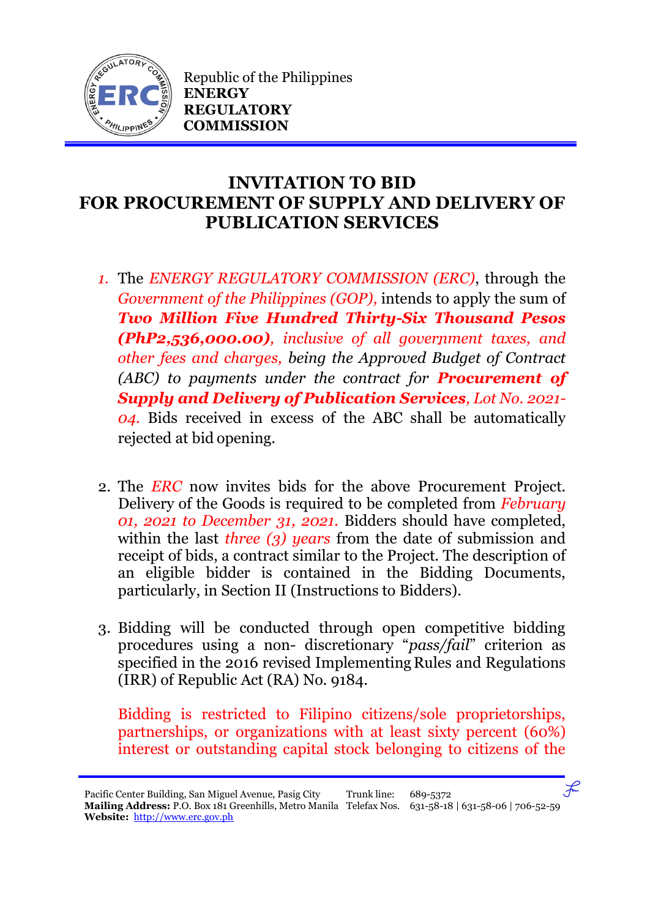Republic of the Philippines
**ENERGY REGULATORY COMMISSION**

# INVITATION TO BID FOR PROCUREMENT OF SUPPLY AND DELIVERY OF PUBLICATION SERVICES

1. The *ENERGY REGULATORY COMMISSION (ERC)*, through the *Government of the Philippines (GOP),* intends to apply the sum of ***Two Million Five Hundred Thirty-Six Thousand Pesos (PhP2,536,000.00)****, inclusive of all government taxes, and other fees and charges, being the Approved Budget of Contract (ABC) to payments under the contract for* ***Procurement of Supply and Delivery of Publication Services****, Lot No. 2021-04.* Bids received in excess of the ABC shall be automatically rejected at bid opening.

2. The *ERC* now invites bids for the above Procurement Project. Delivery of the Goods is required to be completed from *February 01, 2021 to December 31, 2021.* Bidders should have completed, within the last *three (3) years* from the date of submission and receipt of bids, a contract similar to the Project. The description of an eligible bidder is contained in the Bidding Documents, particularly, in Section II (Instructions to Bidders).

3. Bidding will be conducted through open competitive bidding procedures using a non- discretionary "*pass/fail*" criterion as specified in the 2016 revised Implementing Rules and Regulations (IRR) of Republic Act (RA) No. 9184.

   Bidding is restricted to Filipino citizens/sole proprietorships, partnerships, or organizations with at least sixty percent (60%) interest or outstanding capital stock belonging to citizens of the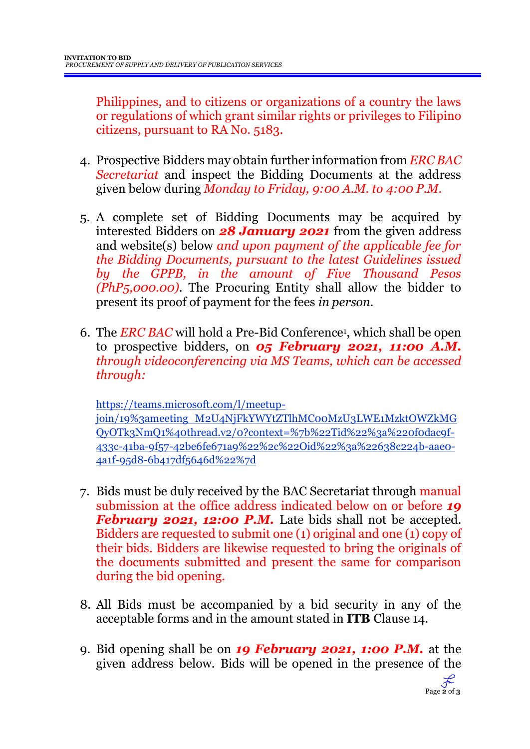Philippines, and to citizens or organizations of a country the laws or regulations of which grant similar rights or privileges to Filipino citizens, pursuant to RA No. 5183.

4. Prospective Bidders may obtain further information from *ERC BAC Secretariat* and inspect the Bidding Documents at the address given below during *Monday to Friday, 9:00 A.M. to 4:00 P.M.*

5. A complete set of Bidding Documents may be acquired by interested Bidders on ***28 January 2021*** from the given address and website(s) below *and upon payment of the applicable fee for the Bidding Documents, pursuant to the latest Guidelines issued by the GPPB, in the amount of Five Thousand Pesos (PhP5,000.00)*. The Procuring Entity shall allow the bidder to present its proof of payment for the fees *in person*.

6. The *ERC BAC* will hold a Pre-Bid Conference[1], which shall be open to prospective bidders, on ***05 February 2021, 11:00 A.M.*** *through videoconferencing via MS Teams, which can be accessed through:*

   https://teams.microsoft.com/l/meetup-join/19%3ameeting_M2U4NjFkYWYtZTlhMC00MzU3LWE1MzktOWZkMGQyOTk3NmQ1%40thread.v2/0?context=%7b%22Tid%22%3a%220f0dac9f-433c-41ba-9f57-42be6fe671a9%22%2c%22Oid%22%3a%22638c224b-aae0-4a1f-95d8-6b417df5646d%22%7d

7. Bids must be duly received by the BAC Secretariat through manual submission at the office address indicated below on or before ***19 February 2021, 12:00 P.M.*** Late bids shall not be accepted. Bidders are requested to submit one (1) original and one (1) copy of their bids. Bidders are likewise requested to bring the originals of the documents submitted and present the same for comparison during the bid opening.

8. All Bids must be accompanied by a bid security in any of the acceptable forms and in the amount stated in **ITB** Clause 14.

9. Bid opening shall be on ***19 February 2021, 1:00 P.M.*** at the given address below. Bids will be opened in the presence of the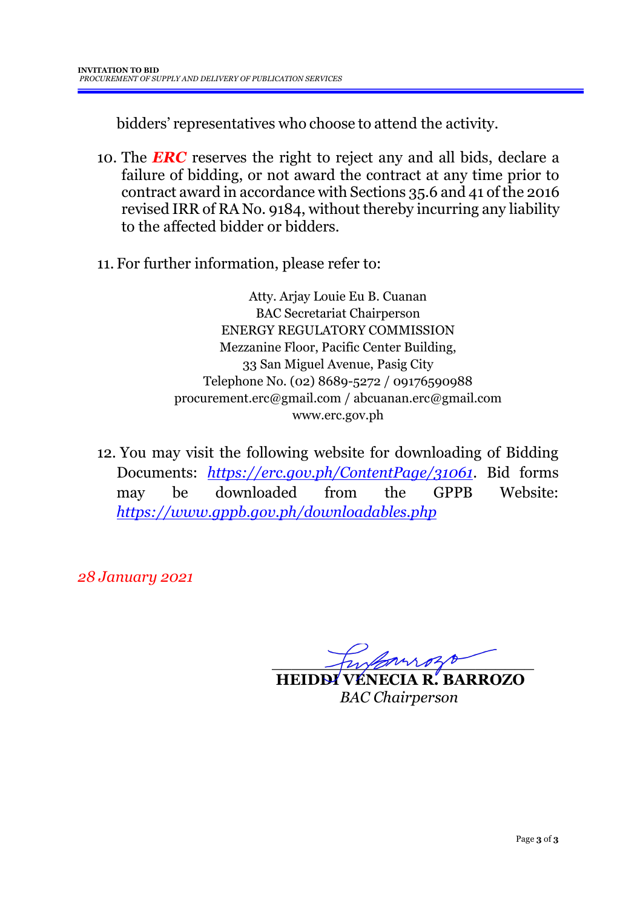bidders' representatives who choose to attend the activity.

10. The ***ERC*** reserves the right to reject any and all bids, declare a failure of bidding, or not award the contract at any time prior to contract award in accordance with Sections 35.6 and 41 of the 2016 revised IRR of RA No. 9184, without thereby incurring any liability to the affected bidder or bidders.

11. For further information, please refer to:

Atty. Arjay Louie Eu B. Cuanan
BAC Secretariat Chairperson
ENERGY REGULATORY COMMISSION
Mezzanine Floor, Pacific Center Building,
33 San Miguel Avenue, Pasig City
Telephone No. (02) 8689-5272 / 09176590988
procurement.erc@gmail.com / abcuanan.erc@gmail.com
www.erc.gov.ph

12. You may visit the following website for downloading of Bidding Documents: *https://erc.gov.ph/ContentPage/31061*. Bid forms may be downloaded from the GPPB Website: *https://www.gppb.gov.ph/downloadables.php*

*28 January 2021*

**HEIDDI VENECIA R. BARROZO**
*BAC Chairperson*